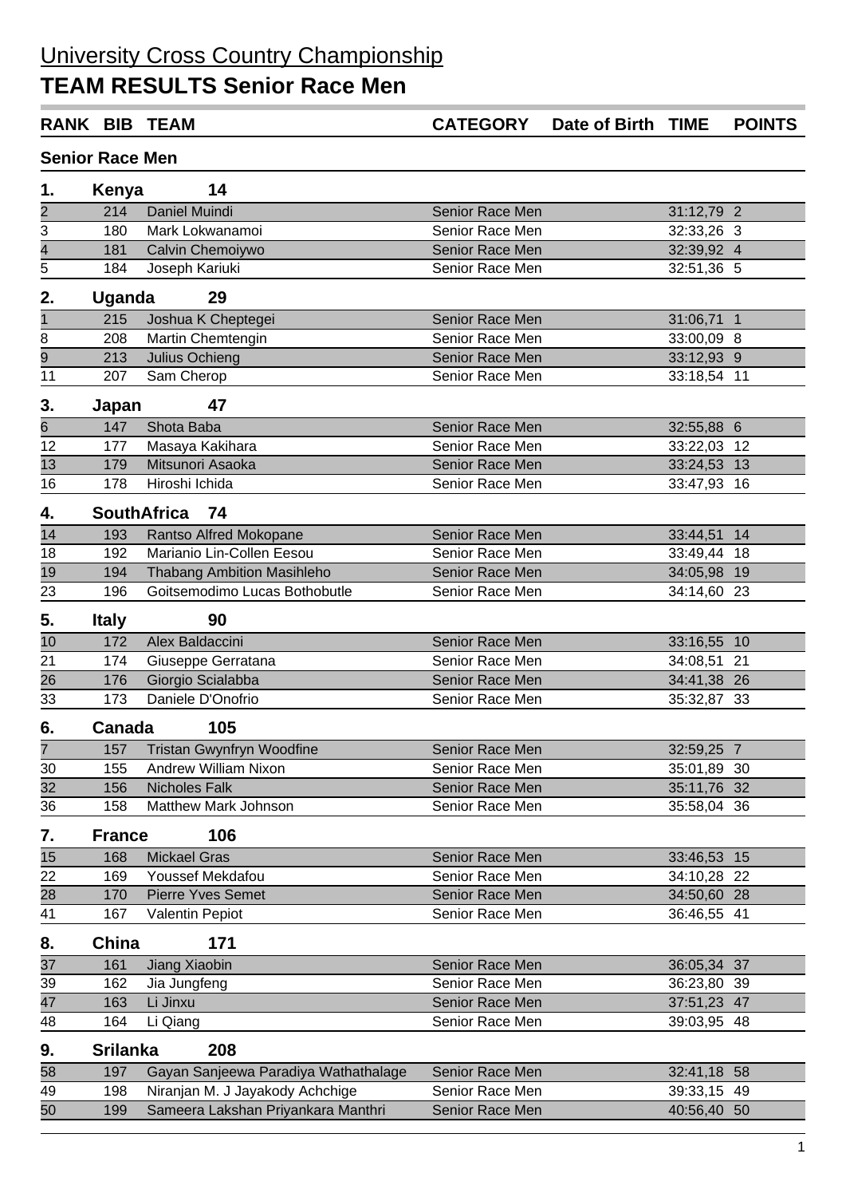# University Cross Country Championship

## TEAM RESULTS Senior Race Men

| RANK | BIB | TEAM | CATEGORY | Date of Birth | TIME | POINTS |
|---|---|---|---|---|---|---|
| **Senior Race Men** | | | | | | |
| **1.** | **Kenya** | **14** | | | | |
| 2 | 214 | Daniel Muindi | Senior Race Men | | 31:12,79 | 2 |
| 3 | 180 | Mark Lokwanamoi | Senior Race Men | | 32:33,26 | 3 |
| 4 | 181 | Calvin Chemoiywo | Senior Race Men | | 32:39,92 | 4 |
| 5 | 184 | Joseph Kariuki | Senior Race Men | | 32:51,36 | 5 |
| **2.** | **Uganda** | **29** | | | | |
| 1 | 215 | Joshua K Cheptegei | Senior Race Men | | 31:06,71 | 1 |
| 8 | 208 | Martin Chemtengin | Senior Race Men | | 33:00,09 | 8 |
| 9 | 213 | Julius Ochieng | Senior Race Men | | 33:12,93 | 9 |
| 11 | 207 | Sam Cherop | Senior Race Men | | 33:18,54 | 11 |
| **3.** | **Japan** | **47** | | | | |
| 6 | 147 | Shota Baba | Senior Race Men | | 32:55,88 | 6 |
| 12 | 177 | Masaya Kakihara | Senior Race Men | | 33:22,03 | 12 |
| 13 | 179 | Mitsunori Asaoka | Senior Race Men | | 33:24,53 | 13 |
| 16 | 178 | Hiroshi Ichida | Senior Race Men | | 33:47,93 | 16 |
| **4.** | **SouthAfrica** | **74** | | | | |
| 14 | 193 | Rantso Alfred Mokopane | Senior Race Men | | 33:44,51 | 14 |
| 18 | 192 | Marianio Lin-Collen Eesou | Senior Race Men | | 33:49,44 | 18 |
| 19 | 194 | Thabang Ambition Masihleho | Senior Race Men | | 34:05,98 | 19 |
| 23 | 196 | Goitsemodimo Lucas Bothobutle | Senior Race Men | | 34:14,60 | 23 |
| **5.** | **Italy** | **90** | | | | |
| 10 | 172 | Alex Baldaccini | Senior Race Men | | 33:16,55 | 10 |
| 21 | 174 | Giuseppe Gerratana | Senior Race Men | | 34:08,51 | 21 |
| 26 | 176 | Giorgio Scialabba | Senior Race Men | | 34:41,38 | 26 |
| 33 | 173 | Daniele D'Onofrio | Senior Race Men | | 35:32,87 | 33 |
| **6.** | **Canada** | **105** | | | | |
| 7 | 157 | Tristan Gwynfryn Woodfine | Senior Race Men | | 32:59,25 | 7 |
| 30 | 155 | Andrew William Nixon | Senior Race Men | | 35:01,89 | 30 |
| 32 | 156 | Nicholes Falk | Senior Race Men | | 35:11,76 | 32 |
| 36 | 158 | Matthew Mark Johnson | Senior Race Men | | 35:58,04 | 36 |
| **7.** | **France** | **106** | | | | |
| 15 | 168 | Mickael Gras | Senior Race Men | | 33:46,53 | 15 |
| 22 | 169 | Youssef Mekdafou | Senior Race Men | | 34:10,28 | 22 |
| 28 | 170 | Pierre Yves Semet | Senior Race Men | | 34:50,60 | 28 |
| 41 | 167 | Valentin Pepiot | Senior Race Men | | 36:46,55 | 41 |
| **8.** | **China** | **171** | | | | |
| 37 | 161 | Jiang Xiaobin | Senior Race Men | | 36:05,34 | 37 |
| 39 | 162 | Jia Jungfeng | Senior Race Men | | 36:23,80 | 39 |
| 47 | 163 | Li Jinxu | Senior Race Men | | 37:51,23 | 47 |
| 48 | 164 | Li Qiang | Senior Race Men | | 39:03,95 | 48 |
| **9.** | **Srilanka** | **208** | | | | |
| 58 | 197 | Gayan Sanjeewa Paradiya Wathathalage | Senior Race Men | | 32:41,18 | 58 |
| 49 | 198 | Niranjan M. J Jayakody Achchige | Senior Race Men | | 39:33,15 | 49 |
| 50 | 199 | Sameera Lakshan Priyankara Manthri | Senior Race Men | | 40:56,40 | 50 |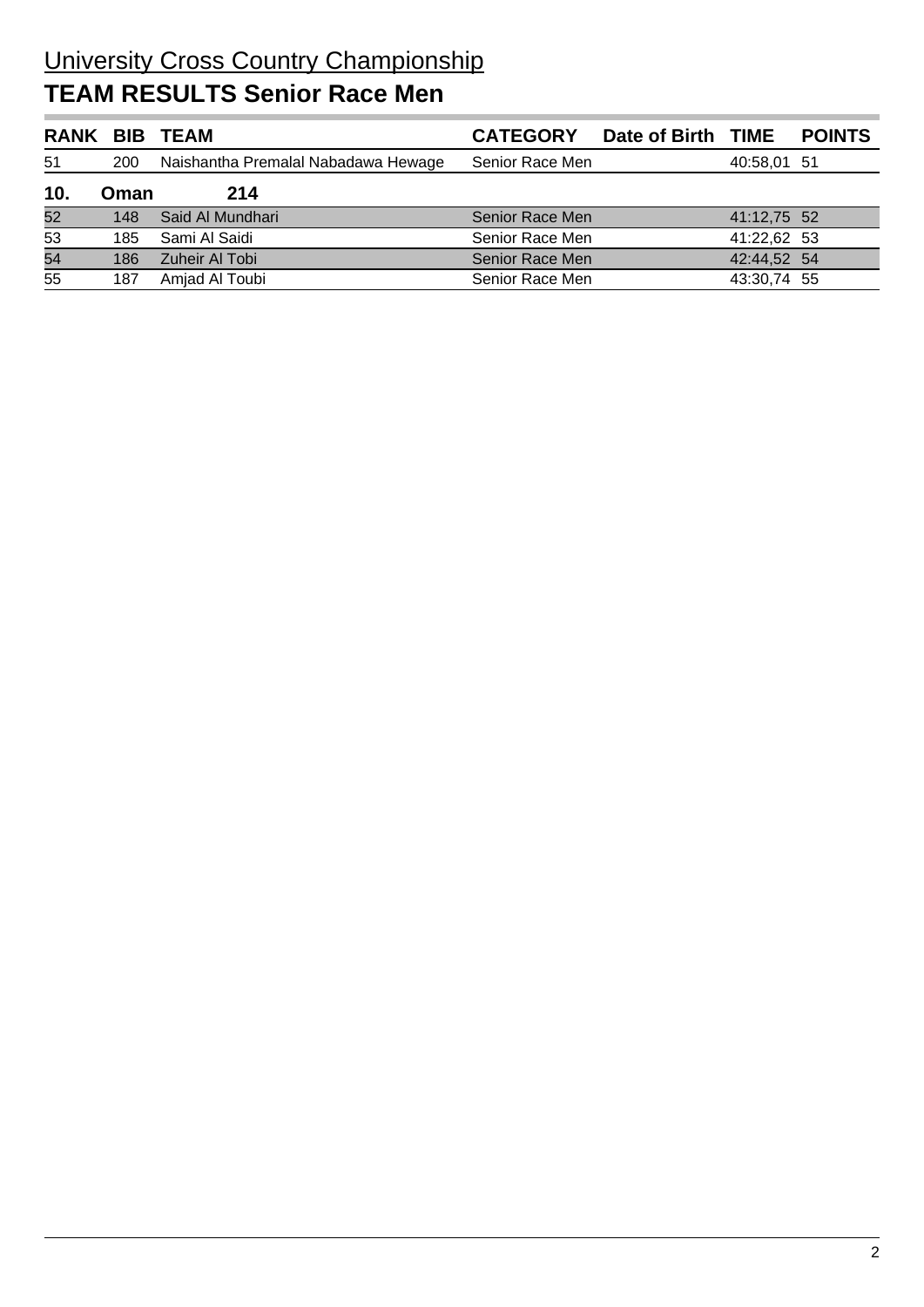# University Cross Country Championship

## TEAM RESULTS Senior Race Men

| RANK | BIB | TEAM | CATEGORY | Date of Birth | TIME | POINTS |
|---|---|---|---|---|---|---|
| 51 | 200 | Naishantha Premalal Nabadawa Hewage | Senior Race Men | | 40:58,01 | 51 |
| **10.** | **Oman** | **214** | | | | |
| 52 | 148 | Said Al Mundhari | Senior Race Men | | 41:12,75 | 52 |
| 53 | 185 | Sami Al Saidi | Senior Race Men | | 41:22,62 | 53 |
| 54 | 186 | Zuheir Al Tobi | Senior Race Men | | 42:44,52 | 54 |
| 55 | 187 | Amjad Al Toubi | Senior Race Men | | 43:30,74 | 55 |